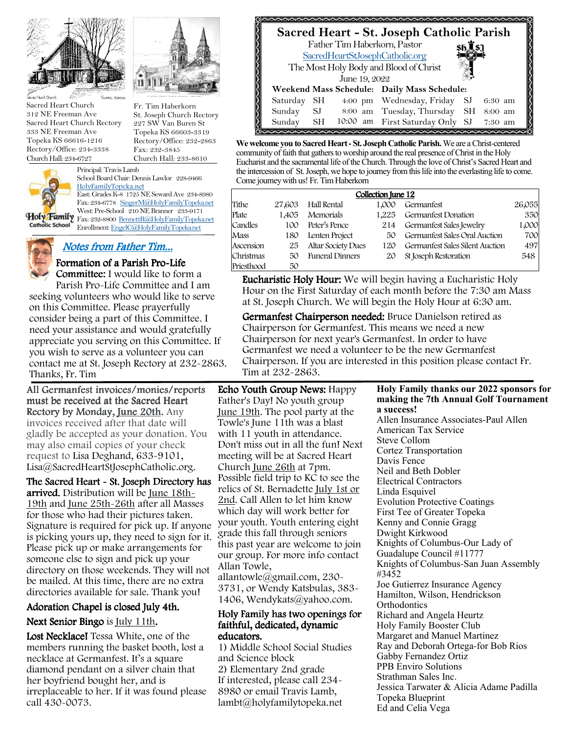Sacred Heart Church
312 NE Freeman Ave
Sacred Heart Church Rectory
333 NE Freeman Ave
Topeka KS 66616-1216
Rectory/Office: 234-3338
Church Hall: 234-6727

Fr. Tim Haberkorn
St. Joseph Church Rectory
227 SW Van Buren St
Topeka KS 66603-3319
Rectory/Office: 232-2863
Fax: 232-3845
Church Hall: 233-8610

Holy Family Catholic School
Principal: Travis Lamb
School Board Chair: Dennis Lawlor 228-9466
HolyFamilyTopeka.net
East: Grades K-8 1725 NE Seward Ave 234-8980
Fax: 234-6778 SingerM@HolyFamilyTopeka.net
West: Pre-School 210 NE Branner 233-9171
Fax: 232-8800 BennettR@HolyFamilyTopeka.net
Enrollment: EngelC@HolyFamilyTopeka.net

# Sacred Heart - St. Joseph Catholic Parish

Father Tim Haberkorn, Pastor
SacredHeartStJosephCatholic.org
The Most Holy Body and Blood of Christ
June 19, 2022

| Weekend Mass Schedule: | | | Daily Mass Schedule: | | |
|---|---|---|---|---|---|
| Saturday | SH | 4:00 pm | Wednesday, Friday | SJ | 6:30 am |
| Sunday | SJ | 8:00 am | Tuesday, Thursday | SH | 8:00 am |
| Sunday | SH | 10:00 am | First Saturday Only | SJ | 7:30 am |

**We welcome you to Sacred Heart - St. Joseph Catholic Parish.** We are a Christ-centered community of faith that gathers to worship around the real presence of Christ in the Holy Eucharist and the sacramental life of the Church. Through the love of Christ's Sacred Heart and the intercession of St. Joseph, we hope to journey from this life into the everlasting life to come. Come journey with us! Fr. Tim Haberkorn

**Collection June 12**

| | | | | | |
|---|---|---|---|---|---|
| Tithe | 27,603 | Hall Rental | 1,000 | Germanfest | 26,055 |
| Plate | 1,405 | Memorials | 1,225 | Germanfest Donation | 350 |
| Candles | 100 | Peter's Pence | 214 | Germanfest Sales Jewelry | 1,000 |
| Mass | 180 | Lenten Project | 50 | Germanfest Sales Oral Auction | 700 |
| Ascension | 25 | Altar Society Dues | 120 | Germanfest Sales Silent Auction | 497 |
| Christmas | 50 | Funeral Dinners | 20 | St Joseph Restoration | 548 |
| Priesthood | 50 | | | | |

## Notes from Father Tim...

**Formation of a Parish Pro-Life Committee:** I would like to form a Parish Pro-Life Committee and I am seeking volunteers who would like to serve on this Committee. Please prayerfully consider being a part of this Committee. I need your assistance and would gratefully appreciate you serving on this Committee. If you wish to serve as a volunteer you can contact me at St. Joseph Rectory at 232-2863. Thanks, Fr. Tim

**Eucharistic Holy Hour:** We will begin having a Eucharistic Holy Hour on the First Saturday of each month before the 7:30 am Mass at St. Joseph Church. We will begin the Holy Hour at 6:30 am.

**Germanfest Chairperson needed:** Bruce Danielson retired as Chairperson for Germanfest. This means we need a new Chairperson for next year's Germanfest. In order to have Germanfest we need a volunteer to be the new Germanfest Chairperson. If you are interested in this position please contact Fr. Tim at 232-2863.

**All Germanfest invoices/monies/reports must be received at the Sacred Heart Rectory by Monday, June 20th.** Any invoices received after that date will gladly be accepted as your donation. You may also email copies of your check request to Lisa Deghand, 633-9101, Lisa@SacredHeartStJosephCatholic.org.

**The Sacred Heart - St. Joseph Directory has arrived.** Distribution will be June 18th-19th and June 25th-26th after all Masses for those who had their pictures taken. Signature is required for pick up. If anyone is picking yours up, they need to sign for it. Please pick up or make arrangements for someone else to sign and pick up your directory on those weekends. They will not be mailed. At this time, there are no extra directories available for sale. Thank you!

**Adoration Chapel is closed July 4th.**

**Next Senior Bingo** is July 11th.

**Lost Necklace!** Tessa White, one of the members running the basket booth, lost a necklace at Germanfest. It's a square diamond pendant on a silver chain that her boyfriend bought her, and is irreplaceable to her. If it was found please call 430-0073.

**Echo Youth Group News:** Happy Father's Day! No youth group June 19th. The pool party at the Towle's June 11th was a blast with 11 youth in attendance. Don't miss out in all the fun! Next meeting will be at Sacred Heart Church June 26th at 7pm. Possible field trip to KC to see the relics of St. Bernadette July 1st or 2nd. Call Allen to let him know which day will work better for your youth. Youth entering eight grade this fall through seniors this past year are welcome to join our group. For more info contact Allan Towle, allantowle@gmail.com, 230-3731, or Wendy Katsbulas, 383-1406, Wendykats@yahoo.com.

**Holy Family has two openings for faithful, dedicated, dynamic educators.**
1) Middle School Social Studies and Science block
2) Elementary 2nd grade
If interested, please call 234-8980 or email Travis Lamb, lambt@holyfamilytopeka.net

**Holy Family thanks our 2022 sponsors for making the 7th Annual Golf Tournament a success!**

Allen Insurance Associates-Paul Allen
American Tax Service
Steve Collom
Cortez Transportation
Davis Fence
Neil and Beth Dobler
Electrical Contractors
Linda Esquivel
Evolution Protective Coatings
First Tee of Greater Topeka
Kenny and Connie Gragg
Dwight Kirkwood
Knights of Columbus-Our Lady of Guadalupe Council #11777
Knights of Columbus-San Juan Assembly #3452
Joe Gutierrez Insurance Agency
Hamilton, Wilson, Hendrickson Orthodontics
Richard and Angela Heurtz
Holy Family Booster Club
Margaret and Manuel Martinez
Ray and Deborah Ortega-for Bob Rios
Gabby Fernandez Ortiz
PPB Enviro Solutions
Strathman Sales Inc.
Jessica Tarwater & Alicia Adame Padilla
Topeka Blueprint
Ed and Celia Vega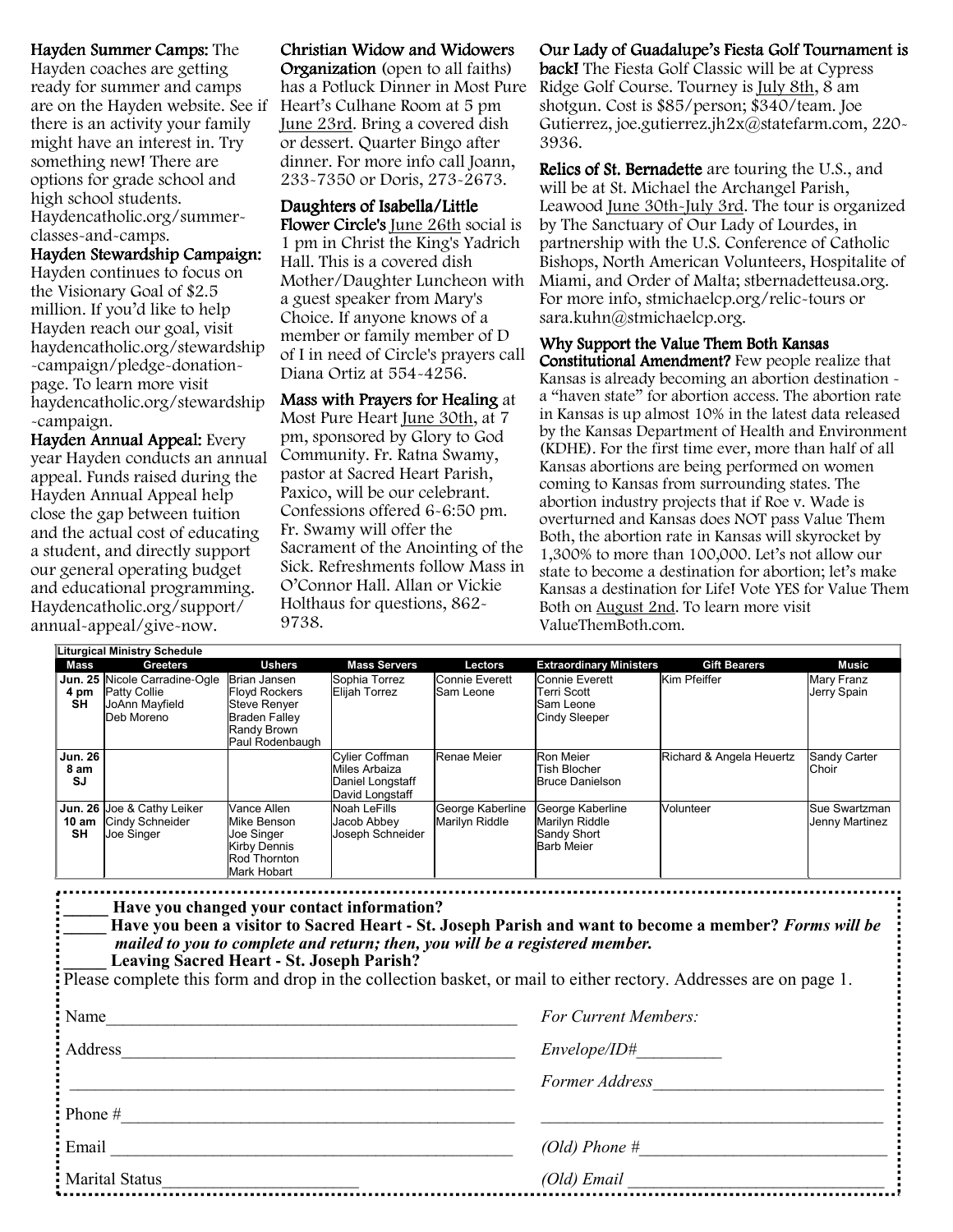**Hayden Summer Camps:** The Hayden coaches are getting ready for summer and camps are on the Hayden website. See if there is an activity your family might have an interest in. Try something new! There are options for grade school and high school students. Haydencatholic.org/summer-classes-and-camps.

**Hayden Stewardship Campaign:** Hayden continues to focus on the Visionary Goal of $2.5 million. If you'd like to help Hayden reach our goal, visit haydencatholic.org/stewardship-campaign/pledge-donation-page. To learn more visit haydencatholic.org/stewardship-campaign.

**Hayden Annual Appeal:** Every year Hayden conducts an annual appeal. Funds raised during the Hayden Annual Appeal help close the gap between tuition and the actual cost of educating a student, and directly support our general operating budget and educational programming. Haydencatholic.org/support/annual-appeal/give-now.

**Christian Widow and Widowers Organization** (open to all faiths) has a Potluck Dinner in Most Pure Heart's Culhane Room at 5 pm June 23rd. Bring a covered dish or dessert. Quarter Bingo after dinner. For more info call Joann, 233-7350 or Doris, 273-2673.

**Daughters of Isabella/Little Flower Circle's** June 26th social is 1 pm in Christ the King's Yadrich Hall. This is a covered dish Mother/Daughter Luncheon with a guest speaker from Mary's Choice. If anyone knows of a member or family member of D of I in need of Circle's prayers call Diana Ortiz at 554-4256.

**Mass with Prayers for Healing** at Most Pure Heart June 30th, at 7 pm, sponsored by Glory to God Community. Fr. Ratna Swamy, pastor at Sacred Heart Parish, Paxico, will be our celebrant. Confessions offered 6-6:50 pm. Fr. Swamy will offer the Sacrament of the Anointing of the Sick. Refreshments follow Mass in O'Connor Hall. Allan or Vickie Holthaus for questions, 862-9738.

**Our Lady of Guadalupe's Fiesta Golf Tournament is back!** The Fiesta Golf Classic will be at Cypress Ridge Golf Course. Tourney is July 8th, 8 am shotgun. Cost is $85/person; $340/team. Joe Gutierrez, joe.gutierrez.jh2x@statefarm.com, 220-3936.

**Relics of St. Bernadette** are touring the U.S., and will be at St. Michael the Archangel Parish, Leawood June 30th-July 3rd. The tour is organized by The Sanctuary of Our Lady of Lourdes, in partnership with the U.S. Conference of Catholic Bishops, North American Volunteers, Hospitalite of Miami, and Order of Malta; stbernadetteusa.org. For more info, stmichaelcp.org/relic-tours or sara.kuhn@stmichaelcp.org.

**Why Support the Value Them Both Kansas Constitutional Amendment?** Few people realize that Kansas is already becoming an abortion destination - a "haven state" for abortion access. The abortion rate in Kansas is up almost 10% in the latest data released by the Kansas Department of Health and Environment (KDHE). For the first time ever, more than half of all Kansas abortions are being performed on women coming to Kansas from surrounding states. The abortion industry projects that if Roe v. Wade is overturned and Kansas does NOT pass Value Them Both, the abortion rate in Kansas will skyrocket by 1,300% to more than 100,000. Let's not allow our state to become a destination for abortion; let's make Kansas a destination for Life! Vote YES for Value Them Both on August 2nd. To learn more visit ValueThemBoth.com.

**Liturgical Ministry Schedule**

| Mass | Greeters | Ushers | Mass Servers | Lectors | Extraordinary Ministers | Gift Bearers | Music |
|---|---|---|---|---|---|---|---|
| Jun. 25 4 pm SH | Nicole Carradine-Ogle Patty Collie JoAnn Mayfield Deb Moreno | Brian Jansen Floyd Rockers Steve Renyer Braden Falley Randy Brown Paul Rodenbaugh | Sophia Torrez Elijah Torrez | Connie Everett Sam Leone | Connie Everett Terri Scott Sam Leone Cindy Sleeper | Kim Pfeiffer | Mary Franz Jerry Spain |
| Jun. 26 8 am SJ | | | Cylier Coffman Miles Arbaiza Daniel Longstaff David Longstaff | Renae Meier | Ron Meier Tish Blocher Bruce Danielson | Richard & Angela Heuertz | Sandy Carter Choir |
| Jun. 26 10 am SH | Joe & Cathy Leiker Cindy Schneider Joe Singer | Vance Allen Mike Benson Joe Singer Kirby Dennis Rod Thornton Mark Hobart | Noah LeFills Jacob Abbey Joseph Schneider | George Kaberline Marilyn Riddle | George Kaberline Marilyn Riddle Sandy Short Barb Meier | Volunteer | Sue Swartzman Jenny Martinez |

_____ **Have you changed your contact information?**
_____ **Have you been a visitor to Sacred Heart - St. Joseph Parish and want to become a member?** ***Forms will be mailed to you to complete and return; then, you will be a registered member.***
_____ **Leaving Sacred Heart - St. Joseph Parish?**
Please complete this form and drop in the collection basket, or mail to either rectory. Addresses are on page 1.

Name_______________________________________________ *For Current Members:*

Address_____________________________________________ *Envelope/ID#__________*

___________________________________________________ *Former Address__________________________*

Phone #_____________________________________________ ________________________________________

Email ______________________________________________ *(Old) Phone #____________________________*

Marital Status______________________ *(Old) Email ____________________________*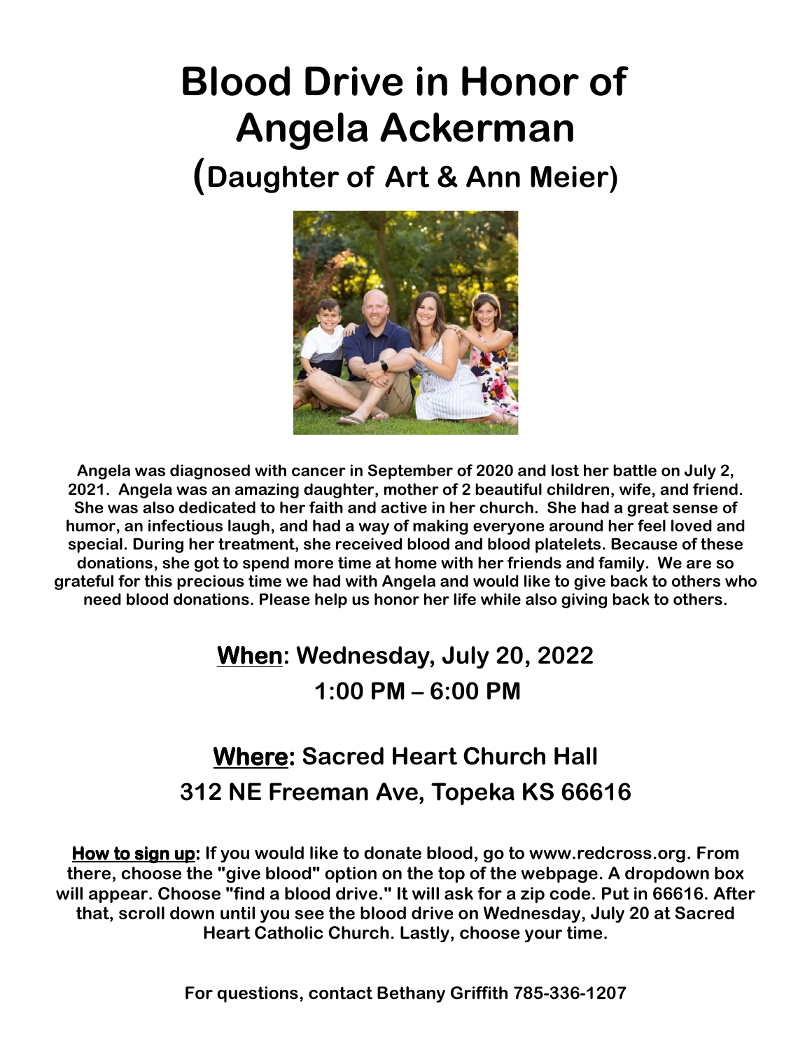# Blood Drive in Honor of Angela Ackerman

## (Daughter of Art & Ann Meier)

**Angela was diagnosed with cancer in September of 2020 and lost her battle on July 2, 2021. Angela was an amazing daughter, mother of 2 beautiful children, wife, and friend. She was also dedicated to her faith and active in her church. She had a great sense of humor, an infectious laugh, and had a way of making everyone around her feel loved and special. During her treatment, she received blood and blood platelets. Because of these donations, she got to spend more time at home with her friends and family. We are so grateful for this precious time we had with Angela and would like to give back to others who need blood donations. Please help us honor her life while also giving back to others.**

## <u>When</u>: Wednesday, July 20, 2022

## 1:00 PM – 6:00 PM

## <u>Where</u>: Sacred Heart Church Hall

## 312 NE Freeman Ave, Topeka KS 66616

**<u>How to sign up</u>: If you would like to donate blood, go to www.redcross.org. From there, choose the "give blood" option on the top of the webpage. A dropdown box will appear. Choose "find a blood drive." It will ask for a zip code. Put in 66616. After that, scroll down until you see the blood drive on Wednesday, July 20 at Sacred Heart Catholic Church. Lastly, choose your time.**

**For questions, contact Bethany Griffith 785-336-1207**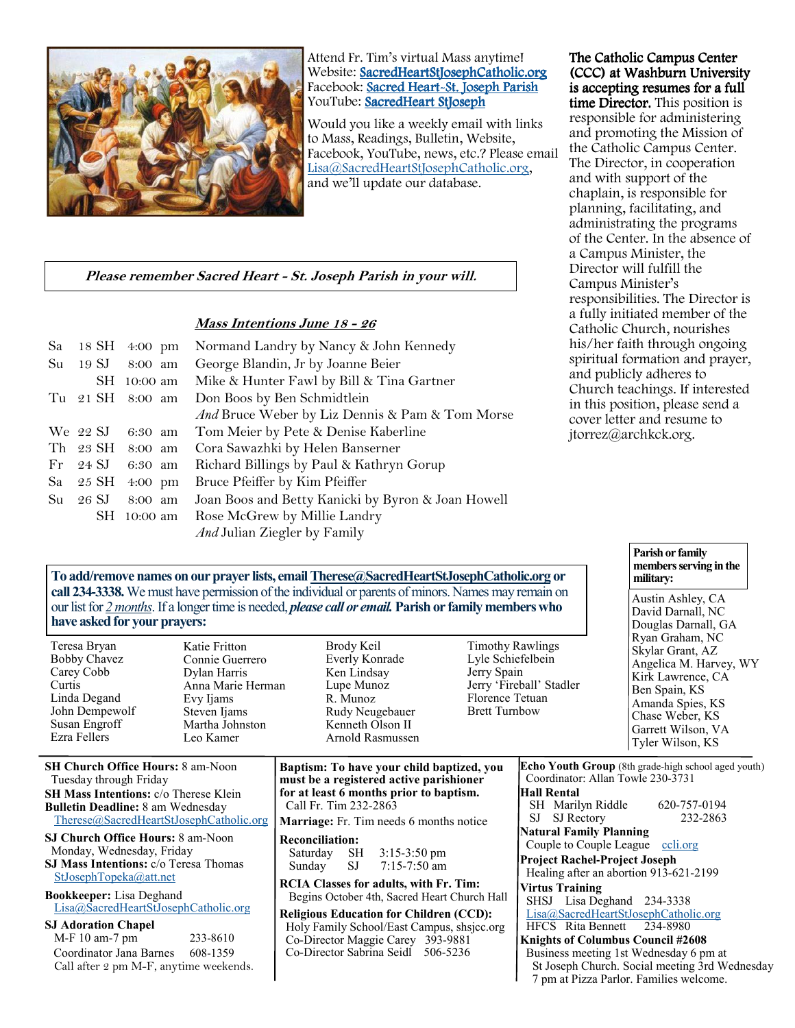Attend Fr. Tim's virtual Mass anytime!
Website: SacredHeartStJosephCatholic.org
Facebook: Sacred Heart-St. Joseph Parish
YouTube: SacredHeart StJoseph

Would you like a weekly email with links to Mass, Readings, Bulletin, Website, Facebook, YouTube, news, etc.? Please email Lisa@SacredHeartStJosephCatholic.org, and we'll update our database.

**The Catholic Campus Center (CCC) at Washburn University is accepting resumes for a full time Director.** This position is responsible for administering and promoting the Mission of the Catholic Campus Center. The Director, in cooperation and with support of the chaplain, is responsible for planning, facilitating, and administrating the programs of the Center. In the absence of a Campus Minister, the Director will fulfill the Campus Minister's responsibilities. The Director is a fully initiated member of the Catholic Church, nourishes his/her faith through ongoing spiritual formation and prayer, and publicly adheres to Church teachings. If interested in this position, please send a cover letter and resume to jtorrez@archkck.org.

***Please remember Sacred Heart - St. Joseph Parish in your will.***

## *Mass Intentions June 18 - 26*

| | | | | |
|---|---|---|---|---|
| Sa | 18 SH | 4:00 pm | Normand Landry by Nancy & John Kennedy |
| Su | 19 SJ | 8:00 am | George Blandin, Jr by Joanne Beier |
| | SH | 10:00 am | Mike & Hunter Fawl by Bill & Tina Gartner |
| Tu | 21 SH | 8:00 am | Don Boos by Ben Schmidtlein |
| | | | *And* Bruce Weber by Liz Dennis & Pam & Tom Morse |
| We | 22 SJ | 6:30 am | Tom Meier by Pete & Denise Kaberline |
| Th | 23 SH | 8:00 am | Cora Sawazhki by Helen Banserner |
| Fr | 24 SJ | 6:30 am | Richard Billings by Paul & Kathryn Gorup |
| Sa | 25 SH | 4:00 pm | Bruce Pfeiffer by Kim Pfeiffer |
| Su | 26 SJ | 8:00 am | Joan Boos and Betty Kanicki by Byron & Joan Howell |
| | SH | 10:00 am | Rose McGrew by Millie Landry |
| | | | *And* Julian Ziegler by Family |

**To add/remove names on our prayer lists, email Therese@SacredHeartStJosephCatholic.org or call 234-3338.** We must have permission of the individual or parents of minors. Names may remain on our list for *2 months*. If a longer time is needed, ***please call or email.*** **Parish or family members who have asked for your prayers:**

Teresa Bryan
Bobby Chavez
Carey Cobb
Curtis
Linda Degand
John Dempewolf
Susan Engroff
Ezra Fellers
Katie Fritton
Connie Guerrero
Dylan Harris
Anna Marie Herman
Evy Ijams
Steven Ijams
Martha Johnston
Leo Kamer
Brody Keil
Everly Konrade
Ken Lindsay
Lupe Munoz
R. Munoz
Rudy Neugebauer
Kenneth Olson II
Arnold Rasmussen
Timothy Rawlings
Lyle Schiefelbein
Jerry Spain
Jerry 'Fireball' Stadler
Florence Tetuan
Brett Turnbow

**Parish or family members serving in the military:**

Austin Ashley, CA
David Darnall, NC
Douglas Darnall, GA
Ryan Graham, NC
Skylar Grant, AZ
Angelica M. Harvey, WY
Kirk Lawrence, CA
Ben Spain, KS
Amanda Spies, KS
Chase Weber, KS
Garrett Wilson, VA
Tyler Wilson, KS

**SH Church Office Hours:** 8 am-Noon Tuesday through Friday
**SH Mass Intentions:** c/o Therese Klein
**Bulletin Deadline:** 8 am Wednesday
Therese@SacredHeartStJosephCatholic.org

**SJ Church Office Hours:** 8 am-Noon Monday, Wednesday, Friday
**SJ Mass Intentions:** c/o Teresa Thomas
StJosephTopeka@att.net

**Bookkeeper:** Lisa Deghand
Lisa@SacredHeartStJosephCatholic.org

**SJ Adoration Chapel**
M-F 10 am-7 pm 233-8610
Coordinator Jana Barnes 608-1359
Call after 2 pm M-F, anytime weekends.

**Baptism: To have your child baptized, you must be a registered active parishioner for at least 6 months prior to baptism.**
Call Fr. Tim 232-2863

**Marriage:** Fr. Tim needs 6 months notice

**Reconciliation:**
Saturday SH 3:15-3:50 pm
Sunday SJ 7:15-7:50 am

**RCIA Classes for adults, with Fr. Tim:**
Begins October 4th, Sacred Heart Church Hall

**Religious Education for Children (CCD):**
Holy Family School/East Campus, shsjcc.org
Co-Director Maggie Carey 393-9881
Co-Director Sabrina Seidl 506-5236

**Echo Youth Group** (8th grade-high school aged youth)
Coordinator: Allan Towle 230-3731

**Hall Rental**
SH Marilyn Riddle 620-757-0194
SJ SJ Rectory 232-2863

**Natural Family Planning**
Couple to Couple League ccli.org

**Project Rachel-Project Joseph**
Healing after an abortion 913-621-2199

**Virtus Training**
SHSJ Lisa Deghand 234-3338
Lisa@SacredHeartStJosephCatholic.org
HFCS Rita Bennett 234-8980

**Knights of Columbus Council #2608**
Business meeting 1st Wednesday 6 pm at St Joseph Church. Social meeting 3rd Wednesday 7 pm at Pizza Parlor. Families welcome.